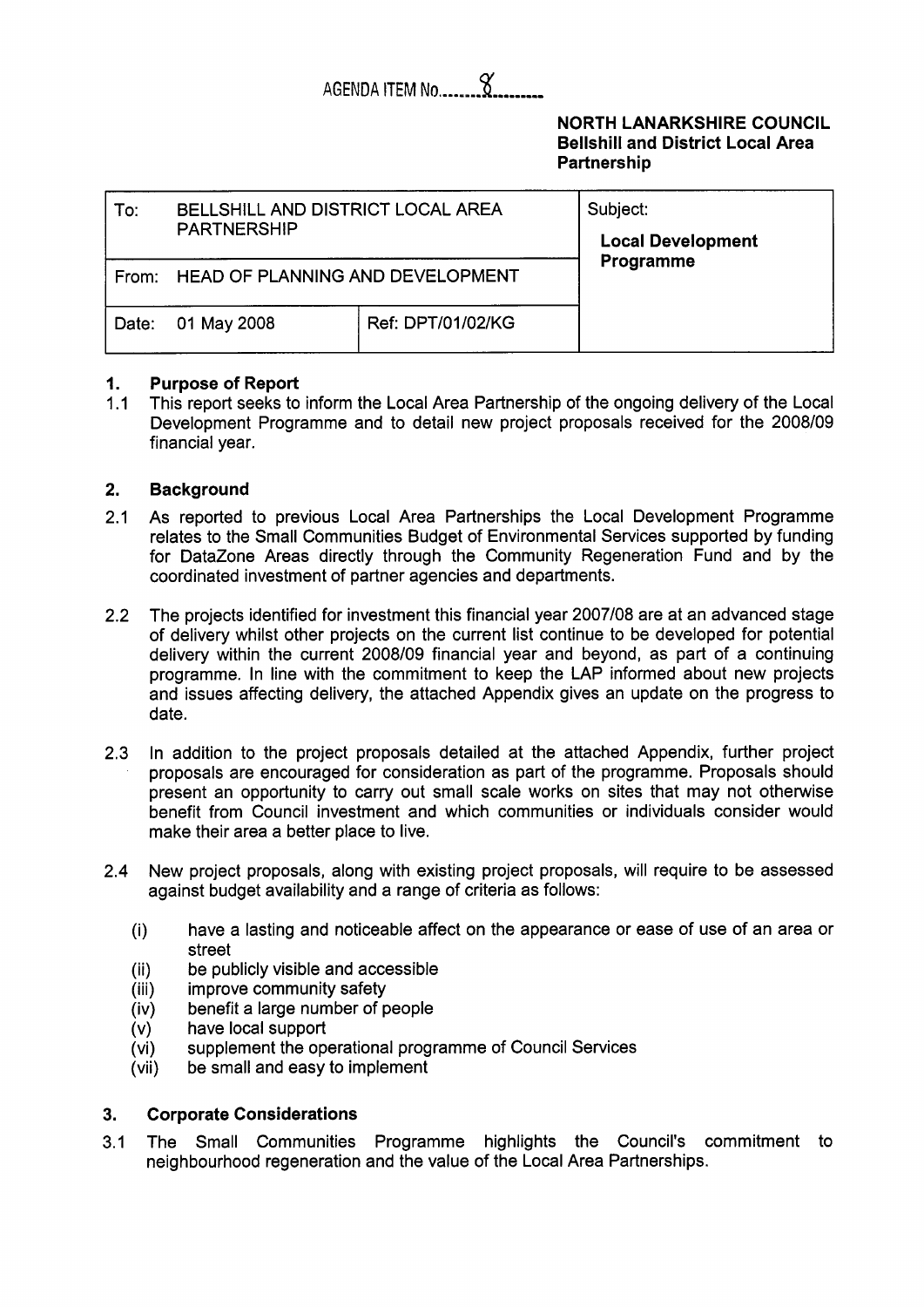AGENDA ITEM No. 8

**NORTH LANARKSHIRE COUNCIL**
**Bellshill and District Local Area Partnership**

| To: BELLSHILL AND DISTRICT LOCAL AREA PARTNERSHIP | | Subject: **Local Development Programme** |
|---|---|---|
| From: HEAD OF PLANNING AND DEVELOPMENT | | |
| Date: 01 May 2008 | Ref: DPT/01/02/KG | |

## 1. Purpose of Report

1.1 This report seeks to inform the Local Area Partnership of the ongoing delivery of the Local Development Programme and to detail new project proposals received for the 2008/09 financial year.

## 2. Background

2.1 As reported to previous Local Area Partnerships the Local Development Programme relates to the Small Communities Budget of Environmental Services supported by funding for DataZone Areas directly through the Community Regeneration Fund and by the coordinated investment of partner agencies and departments.

2.2 The projects identified for investment this financial year 2007/08 are at an advanced stage of delivery whilst other projects on the current list continue to be developed for potential delivery within the current 2008/09 financial year and beyond, as part of a continuing programme. In line with the commitment to keep the LAP informed about new projects and issues affecting delivery, the attached Appendix gives an update on the progress to date.

2.3 In addition to the project proposals detailed at the attached Appendix, further project proposals are encouraged for consideration as part of the programme. Proposals should present an opportunity to carry out small scale works on sites that may not otherwise benefit from Council investment and which communities or individuals consider would make their area a better place to live.

2.4 New project proposals, along with existing project proposals, will require to be assessed against budget availability and a range of criteria as follows:

- (i) have a lasting and noticeable affect on the appearance or ease of use of an area or street
- (ii) be publicly visible and accessible
- (iii) improve community safety
- (iv) benefit a large number of people
- (v) have local support
- (vi) supplement the operational programme of Council Services
- (vii) be small and easy to implement

## 3. Corporate Considerations

3.1 The Small Communities Programme highlights the Council's commitment to neighbourhood regeneration and the value of the Local Area Partnerships.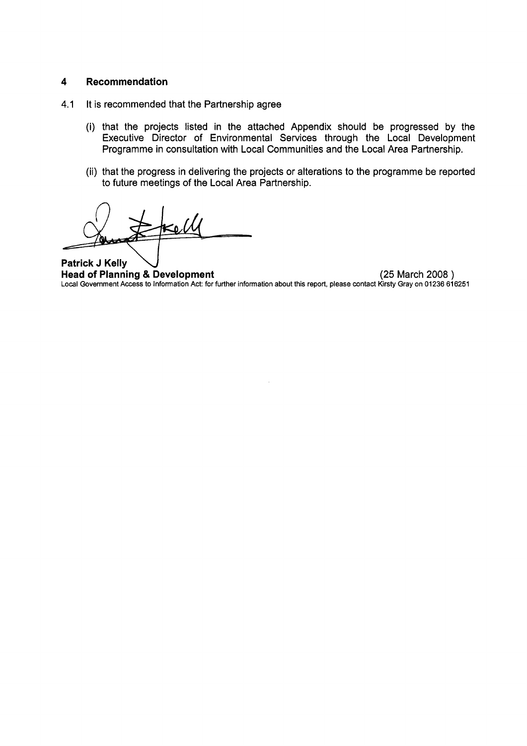## 4 Recommendation

4.1 It is recommended that the Partnership agree

(i) that the projects listed in the attached Appendix should be progressed by the Executive Director of Environmental Services through the Local Development Programme in consultation with Local Communities and the Local Area Partnership.

(ii) that the progress in delivering the projects or alterations to the programme be reported to future meetings of the Local Area Partnership.

**Patrick J Kelly**
**Head of Planning & Development** (25 March 2008)

Local Government Access to Information Act: for further information about this report, please contact Kirsty Gray on 01236 616251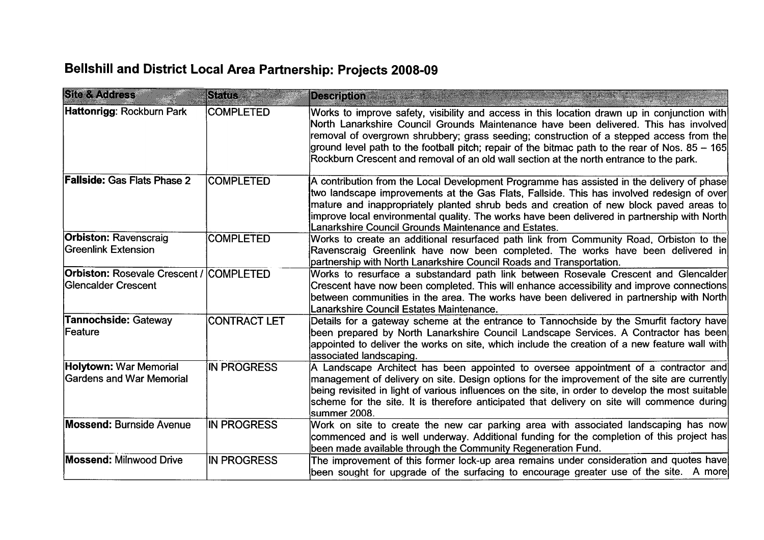# Bellshill and District Local Area Partnership: Projects 2008-09

| Site & Address | Status | Description |
|---|---|---|
| **Hattonrigg**: Rockburn Park | COMPLETED | Works to improve safety, visibility and access in this location drawn up in conjunction with North Lanarkshire Council Grounds Maintenance have been delivered. This has involved removal of overgrown shrubbery; grass seeding; construction of a stepped access from the ground level path to the football pitch; repair of the bitmac path to the rear of Nos. 85 – 165 Rockburn Crescent and removal of an old wall section at the north entrance to the park. |
| **Fallside:** Gas Flats Phase 2 | COMPLETED | A contribution from the Local Development Programme has assisted in the delivery of phase two landscape improvements at the Gas Flats, Fallside. This has involved redesign of over mature and inappropriately planted shrub beds and creation of new block paved areas to improve local environmental quality. The works have been delivered in partnership with North Lanarkshire Council Grounds Maintenance and Estates. |
| **Orbiston:** Ravenscraig Greenlink Extension | COMPLETED | Works to create an additional resurfaced path link from Community Road, Orbiston to the Ravenscraig Greenlink have now been completed. The works have been delivered in partnership with North Lanarkshire Council Roads and Transportation. |
| **Orbiston:** Rosevale Crescent / Glencalder Crescent | COMPLETED | Works to resurface a substandard path link between Rosevale Crescent and Glencalder Crescent have now been completed. This will enhance accessibility and improve connections between communities in the area. The works have been delivered in partnership with North Lanarkshire Council Estates Maintenance. |
| **Tannochside:** Gateway Feature | CONTRACT LET | Details for a gateway scheme at the entrance to Tannochside by the Smurfit factory have been prepared by North Lanarkshire Council Landscape Services. A Contractor has been appointed to deliver the works on site, which include the creation of a new feature wall with associated landscaping. |
| **Holytown:** War Memorial Gardens and War Memorial | IN PROGRESS | A Landscape Architect has been appointed to oversee appointment of a contractor and management of delivery on site. Design options for the improvement of the site are currently being revisited in light of various influences on the site, in order to develop the most suitable scheme for the site. It is therefore anticipated that delivery on site will commence during summer 2008. |
| **Mossend:** Burnside Avenue | IN PROGRESS | Work on site to create the new car parking area with associated landscaping has now commenced and is well underway. Additional funding for the completion of this project has been made available through the Community Regeneration Fund. |
| **Mossend:** Milnwood Drive | IN PROGRESS | The improvement of this former lock-up area remains under consideration and quotes have been sought for upgrade of the surfacing to encourage greater use of the site. A more |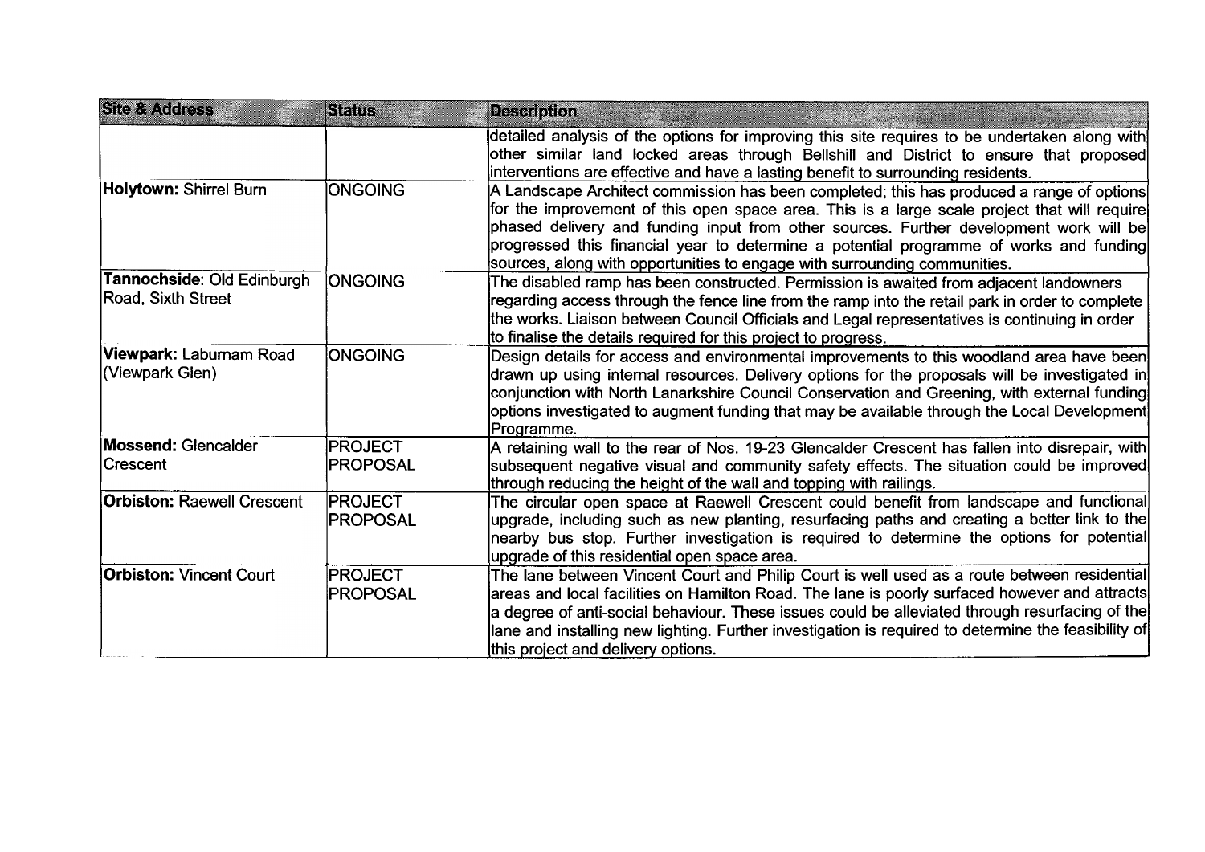| Site & Address | Status | Description |
| --- | --- | --- |
| | | detailed analysis of the options for improving this site requires to be undertaken along with other similar land locked areas through Bellshill and District to ensure that proposed interventions are effective and have a lasting benefit to surrounding residents. |
| **Holytown:** Shirrel Burn | ONGOING | A Landscape Architect commission has been completed; this has produced a range of options for the improvement of this open space area. This is a large scale project that will require phased delivery and funding input from other sources. Further development work will be progressed this financial year to determine a potential programme of works and funding sources, along with opportunities to engage with surrounding communities. |
| **Tannochside**: Old Edinburgh Road, Sixth Street | ONGOING | The disabled ramp has been constructed. Permission is awaited from adjacent landowners regarding access through the fence line from the ramp into the retail park in order to complete the works. Liaison between Council Officials and Legal representatives is continuing in order to finalise the details required for this project to progress. |
| **Viewpark:** Laburnam Road (Viewpark Glen) | ONGOING | Design details for access and environmental improvements to this woodland area have been drawn up using internal resources. Delivery options for the proposals will be investigated in conjunction with North Lanarkshire Council Conservation and Greening, with external funding options investigated to augment funding that may be available through the Local Development Programme. |
| **Mossend:** Glencalder Crescent | PROJECT PROPOSAL | A retaining wall to the rear of Nos. 19-23 Glencalder Crescent has fallen into disrepair, with subsequent negative visual and community safety effects. The situation could be improved through reducing the height of the wall and topping with railings. |
| **Orbiston:** Raewell Crescent | PROJECT PROPOSAL | The circular open space at Raewell Crescent could benefit from landscape and functional upgrade, including such as new planting, resurfacing paths and creating a better link to the nearby bus stop. Further investigation is required to determine the options for potential upgrade of this residential open space area. |
| **Orbiston:** Vincent Court | PROJECT PROPOSAL | The lane between Vincent Court and Philip Court is well used as a route between residential areas and local facilities on Hamilton Road. The lane is poorly surfaced however and attracts a degree of anti-social behaviour. These issues could be alleviated through resurfacing of the lane and installing new lighting. Further investigation is required to determine the feasibility of this project and delivery options. |